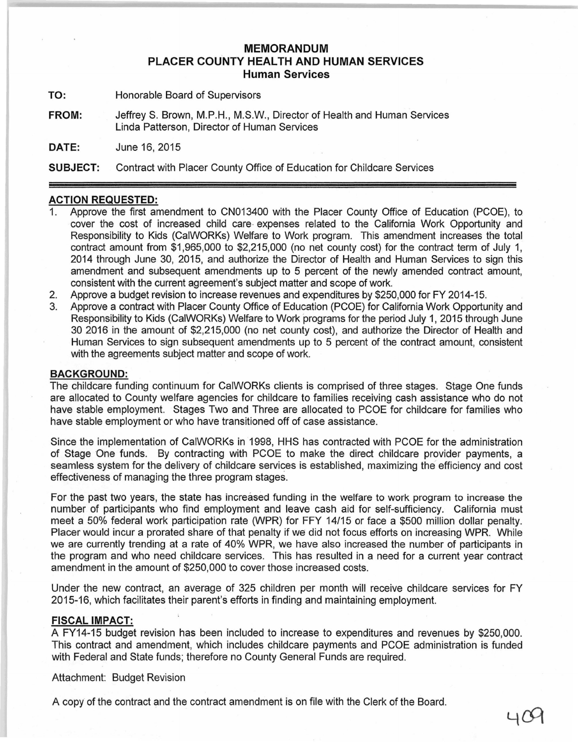# MEMORANDUM
## PLACER COUNTY HEALTH AND HUMAN SERVICES
### Human Services

**TO:** Honorable Board of Supervisors

**FROM:** Jeffrey S. Brown, M.P.H., M.S.W., Director of Health and Human Services
Linda Patterson, Director of Human Services

**DATE:** June 16, 2015

**SUBJECT:** Contract with Placer County Office of Education for Childcare Services

---

**ACTION REQUESTED:**

1. Approve the first amendment to CN013400 with the Placer County Office of Education (PCOE), to cover the cost of increased child care expenses related to the California Work Opportunity and Responsibility to Kids (CalWORKs) Welfare to Work program. This amendment increases the total contract amount from $1,965,000 to $2,215,000 (no net county cost) for the contract term of July 1, 2014 through June 30, 2015, and authorize the Director of Health and Human Services to sign this amendment and subsequent amendments up to 5 percent of the newly amended contract amount, consistent with the current agreement's subject matter and scope of work.
2. Approve a budget revision to increase revenues and expenditures by $250,000 for FY 2014-15.
3. Approve a contract with Placer County Office of Education (PCOE) for California Work Opportunity and Responsibility to Kids (CalWORKs) Welfare to Work programs for the period July 1, 2015 through June 30 2016 in the amount of $2,215,000 (no net county cost), and authorize the Director of Health and Human Services to sign subsequent amendments up to 5 percent of the contract amount, consistent with the agreements subject matter and scope of work.

**BACKGROUND:**

The childcare funding continuum for CalWORKs clients is comprised of three stages. Stage One funds are allocated to County welfare agencies for childcare to families receiving cash assistance who do not have stable employment. Stages Two and Three are allocated to PCOE for childcare for families who have stable employment or who have transitioned off of case assistance.

Since the implementation of CalWORKs in 1998, HHS has contracted with PCOE for the administration of Stage One funds. By contracting with PCOE to make the direct childcare provider payments, a seamless system for the delivery of childcare services is established, maximizing the efficiency and cost effectiveness of managing the three program stages.

For the past two years, the state has increased funding in the welfare to work program to increase the number of participants who find employment and leave cash aid for self-sufficiency. California must meet a 50% federal work participation rate (WPR) for FFY 14/15 or face a $500 million dollar penalty. Placer would incur a prorated share of that penalty if we did not focus efforts on increasing WPR. While we are currently trending at a rate of 40% WPR, we have also increased the number of participants in the program and who need childcare services. This has resulted in a need for a current year contract amendment in the amount of $250,000 to cover those increased costs.

Under the new contract, an average of 325 children per month will receive childcare services for FY 2015-16, which facilitates their parent's efforts in finding and maintaining employment.

**FISCAL IMPACT:**

A FY14-15 budget revision has been included to increase to expenditures and revenues by $250,000. This contract and amendment, which includes childcare payments and PCOE administration is funded with Federal and State funds; therefore no County General Funds are required.

Attachment: Budget Revision

A copy of the contract and the contract amendment is on file with the Clerk of the Board.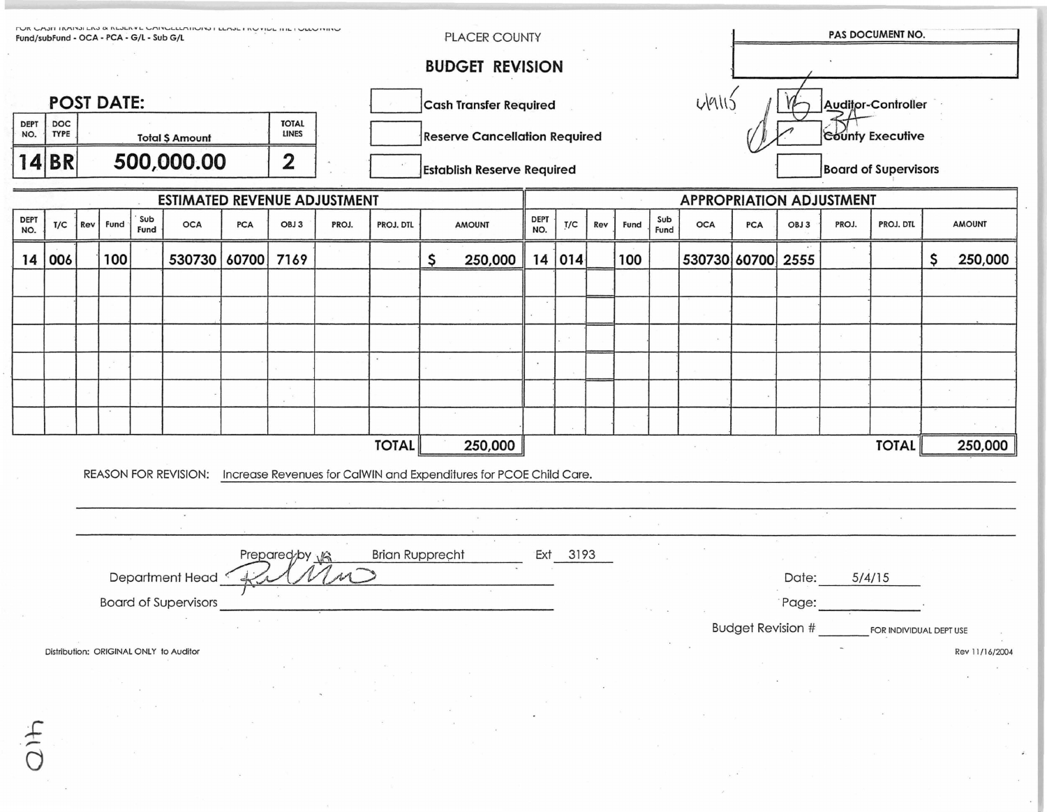FOR CASH TRANSFERS & RESERVE CANCELLATIONS PLEASE PROVIDE THE FOLLOWING
Fund/subFund - OCA - PCA - G/L - Sub G/L

PLACER COUNTY

# BUDGET REVISION

| PAS DOCUMENT NO. |
|---|
| |

## POST DATE:

| DEPT NO. | DOC TYPE | Total $ Amount | TOTAL LINES |
|---|---|---|---|
| 14 | BR | 500,000.00 | 2 |

- [ ] Cash Transfer Required
- [ ] Reserve Cancellation Required
- [ ] Establish Reserve Required

6/9/15

- [x] VG Auditor-Controller
- [x] 3A County Executive
- [ ] Board of Supervisors

| ESTIMATED REVENUE ADJUSTMENT | | | | | | | | | | | APPROPRIATION ADJUSTMENT | | | | | | | | | | |
|---|---|---|---|---|---|---|---|---|---|---|---|---|---|---|---|---|---|---|---|---|---|
| DEPT NO. | T/C | Rev | Fund | Sub Fund | OCA | PCA | OBJ 3 | PROJ. | PROJ. DTL | AMOUNT | DEPT NO. | T/C | Rev | Fund | Sub Fund | OCA | PCA | OBJ 3 | PROJ. | PROJ. DTL | AMOUNT |
| 14 | 006 | | 100 | | 530730 | 60700 | 7169 | | | $ 250,000 | 14 | 014 | | 100 | | 530730 | 60700 | 2555 | | | $ 250,000 |
| | | | | | | | | | TOTAL | 250,000 | | | | | | | | | | TOTAL | 250,000 |

REASON FOR REVISION: Increase Revenues for CalWIN and Expenditures for PCOE Child Care.

Prepared by VG Brian Rupprecht Ext 3193

Department Head [signature]

Board of Supervisors ______________________

Date: 5/4/15

Page: ______

Budget Revision # ______ FOR INDIVIDUAL DEPT USE

Distribution: ORIGINAL ONLY to Auditor

Rev 11/16/2004

410